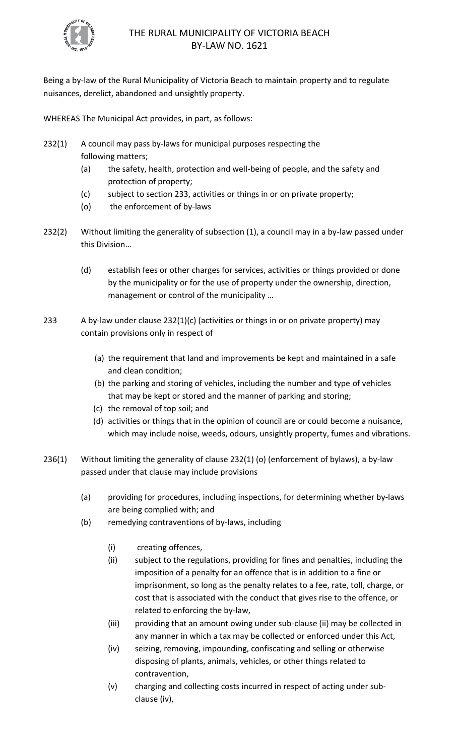# THE RURAL MUNICIPALITY OF VICTORIA BEACH
## BY-LAW NO. 1621

Being a by-law of the Rural Municipality of Victoria Beach to maintain property and to regulate nuisances, derelict, abandoned and unsightly property.

WHEREAS The Municipal Act provides, in part, as follows:

232(1) A council may pass by-laws for municipal purposes respecting the following matters;

- (a) the safety, health, protection and well-being of people, and the safety and protection of property;
- (c) subject to section 233, activities or things in or on private property;
- (o) the enforcement of by-laws

232(2) Without limiting the generality of subsection (1), a council may in a by-law passed under this Division…

- (d) establish fees or other charges for services, activities or things provided or done by the municipality or for the use of property under the ownership, direction, management or control of the municipality …

233 A by-law under clause 232(1)(c) (activities or things in or on private property) may contain provisions only in respect of

- (a) the requirement that land and improvements be kept and maintained in a safe and clean condition;
- (b) the parking and storing of vehicles, including the number and type of vehicles that may be kept or stored and the manner of parking and storing;
- (c) the removal of top soil; and
- (d) activities or things that in the opinion of council are or could become a nuisance, which may include noise, weeds, odours, unsightly property, fumes and vibrations.

236(1) Without limiting the generality of clause 232(1) (o) (enforcement of bylaws), a by-law passed under that clause may include provisions

- (a) providing for procedures, including inspections, for determining whether by-laws are being complied with; and
- (b) remedying contraventions of by-laws, including
  - (i) creating offences,
  - (ii) subject to the regulations, providing for fines and penalties, including the imposition of a penalty for an offence that is in addition to a fine or imprisonment, so long as the penalty relates to a fee, rate, toll, charge, or cost that is associated with the conduct that gives rise to the offence, or related to enforcing the by-law,
  - (iii) providing that an amount owing under sub-clause (ii) may be collected in any manner in which a tax may be collected or enforced under this Act,
  - (iv) seizing, removing, impounding, confiscating and selling or otherwise disposing of plants, animals, vehicles, or other things related to contravention,
  - (v) charging and collecting costs incurred in respect of acting under sub-clause (iv),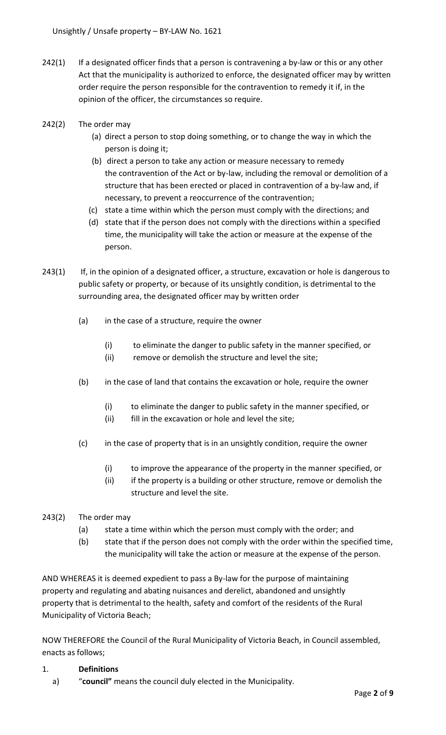242(1) If a designated officer finds that a person is contravening a by-law or this or any other Act that the municipality is authorized to enforce, the designated officer may by written order require the person responsible for the contravention to remedy it if, in the opinion of the officer, the circumstances so require.

242(2) The order may

- (a) direct a person to stop doing something, or to change the way in which the person is doing it;
- (b) direct a person to take any action or measure necessary to remedy the contravention of the Act or by-law, including the removal or demolition of a structure that has been erected or placed in contravention of a by-law and, if necessary, to prevent a reoccurrence of the contravention;
- (c) state a time within which the person must comply with the directions; and
- (d) state that if the person does not comply with the directions within a specified time, the municipality will take the action or measure at the expense of the person.

243(1) If, in the opinion of a designated officer, a structure, excavation or hole is dangerous to public safety or property, or because of its unsightly condition, is detrimental to the surrounding area, the designated officer may by written order

- (a) in the case of a structure, require the owner
  - (i) to eliminate the danger to public safety in the manner specified, or
  - (ii) remove or demolish the structure and level the site;
- (b) in the case of land that contains the excavation or hole, require the owner
  - (i) to eliminate the danger to public safety in the manner specified, or
  - (ii) fill in the excavation or hole and level the site;
- (c) in the case of property that is in an unsightly condition, require the owner
  - (i) to improve the appearance of the property in the manner specified, or
  - (ii) if the property is a building or other structure, remove or demolish the structure and level the site.

243(2) The order may

- (a) state a time within which the person must comply with the order; and
- (b) state that if the person does not comply with the order within the specified time, the municipality will take the action or measure at the expense of the person.

AND WHEREAS it is deemed expedient to pass a By-law for the purpose of maintaining property and regulating and abating nuisances and derelict, abandoned and unsightly property that is detrimental to the health, safety and comfort of the residents of the Rural Municipality of Victoria Beach;

NOW THEREFORE the Council of the Rural Municipality of Victoria Beach, in Council assembled, enacts as follows;

1. **Definitions**

a) "**council"** means the council duly elected in the Municipality.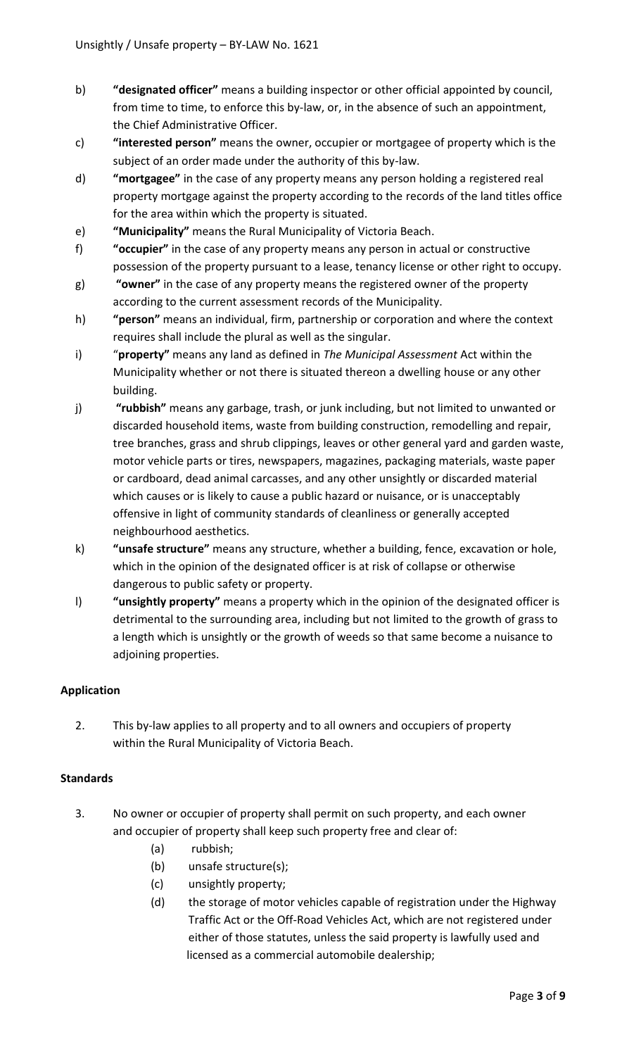b) **"designated officer"** means a building inspector or other official appointed by council, from time to time, to enforce this by-law, or, in the absence of such an appointment, the Chief Administrative Officer.

c) **"interested person"** means the owner, occupier or mortgagee of property which is the subject of an order made under the authority of this by-law.

d) **"mortgagee"** in the case of any property means any person holding a registered real property mortgage against the property according to the records of the land titles office for the area within which the property is situated.

e) **"Municipality"** means the Rural Municipality of Victoria Beach.

f) **"occupier"** in the case of any property means any person in actual or constructive possession of the property pursuant to a lease, tenancy license or other right to occupy.

g) **"owner"** in the case of any property means the registered owner of the property according to the current assessment records of the Municipality.

h) **"person"** means an individual, firm, partnership or corporation and where the context requires shall include the plural as well as the singular.

i) "**property**" means any land as defined in *The Municipal Assessment* Act within the Municipality whether or not there is situated thereon a dwelling house or any other building.

j) **"rubbish"** means any garbage, trash, or junk including, but not limited to unwanted or discarded household items, waste from building construction, remodelling and repair, tree branches, grass and shrub clippings, leaves or other general yard and garden waste, motor vehicle parts or tires, newspapers, magazines, packaging materials, waste paper or cardboard, dead animal carcasses, and any other unsightly or discarded material which causes or is likely to cause a public hazard or nuisance, or is unacceptably offensive in light of community standards of cleanliness or generally accepted neighbourhood aesthetics.

k) **"unsafe structure"** means any structure, whether a building, fence, excavation or hole, which in the opinion of the designated officer is at risk of collapse or otherwise dangerous to public safety or property.

l) **"unsightly property"** means a property which in the opinion of the designated officer is detrimental to the surrounding area, including but not limited to the growth of grass to a length which is unsightly or the growth of weeds so that same become a nuisance to adjoining properties.

**Application**

2. This by-law applies to all property and to all owners and occupiers of property within the Rural Municipality of Victoria Beach.

**Standards**

3. No owner or occupier of property shall permit on such property, and each owner and occupier of property shall keep such property free and clear of:

    (a) rubbish;

    (b) unsafe structure(s);

    (c) unsightly property;

    (d) the storage of motor vehicles capable of registration under the Highway Traffic Act or the Off-Road Vehicles Act, which are not registered under either of those statutes, unless the said property is lawfully used and licensed as a commercial automobile dealership;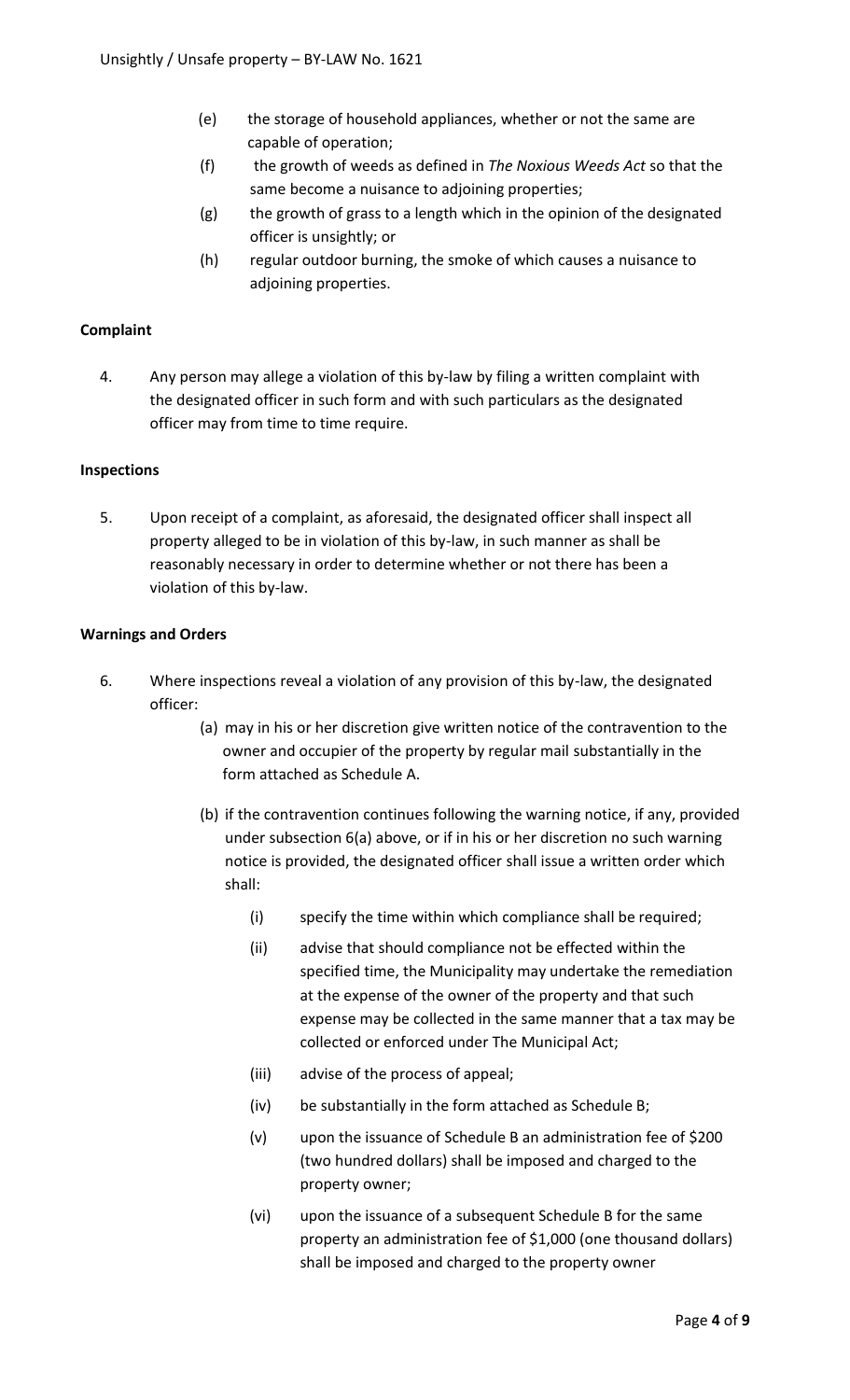(e) the storage of household appliances, whether or not the same are capable of operation;

(f) the growth of weeds as defined in *The Noxious Weeds Act* so that the same become a nuisance to adjoining properties;

(g) the growth of grass to a length which in the opinion of the designated officer is unsightly; or

(h) regular outdoor burning, the smoke of which causes a nuisance to adjoining properties.

**Complaint**

4. Any person may allege a violation of this by-law by filing a written complaint with the designated officer in such form and with such particulars as the designated officer may from time to time require.

**Inspections**

5. Upon receipt of a complaint, as aforesaid, the designated officer shall inspect all property alleged to be in violation of this by-law, in such manner as shall be reasonably necessary in order to determine whether or not there has been a violation of this by-law.

**Warnings and Orders**

6. Where inspections reveal a violation of any provision of this by-law, the designated officer:

   (a) may in his or her discretion give written notice of the contravention to the owner and occupier of the property by regular mail substantially in the form attached as Schedule A.

   (b) if the contravention continues following the warning notice, if any, provided under subsection 6(a) above, or if in his or her discretion no such warning notice is provided, the designated officer shall issue a written order which shall:

      (i) specify the time within which compliance shall be required;

      (ii) advise that should compliance not be effected within the specified time, the Municipality may undertake the remediation at the expense of the owner of the property and that such expense may be collected in the same manner that a tax may be collected or enforced under The Municipal Act;

      (iii) advise of the process of appeal;

      (iv) be substantially in the form attached as Schedule B;

      (v) upon the issuance of Schedule B an administration fee of $200 (two hundred dollars) shall be imposed and charged to the property owner;

      (vi) upon the issuance of a subsequent Schedule B for the same property an administration fee of $1,000 (one thousand dollars) shall be imposed and charged to the property owner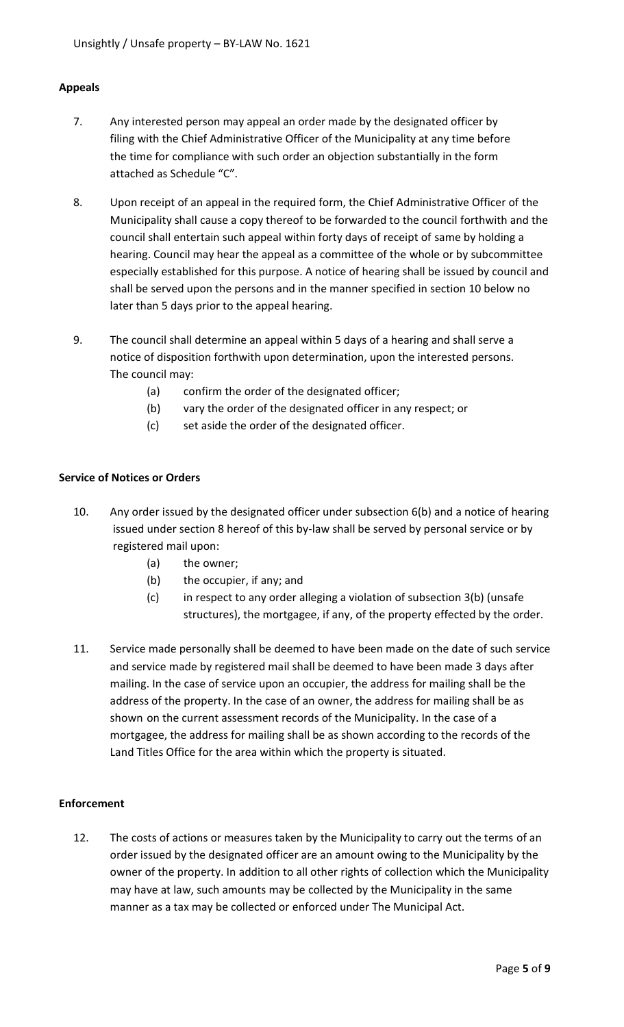## Appeals

7. Any interested person may appeal an order made by the designated officer by filing with the Chief Administrative Officer of the Municipality at any time before the time for compliance with such order an objection substantially in the form attached as Schedule "C".

8. Upon receipt of an appeal in the required form, the Chief Administrative Officer of the Municipality shall cause a copy thereof to be forwarded to the council forthwith and the council shall entertain such appeal within forty days of receipt of same by holding a hearing. Council may hear the appeal as a committee of the whole or by subcommittee especially established for this purpose. A notice of hearing shall be issued by council and shall be served upon the persons and in the manner specified in section 10 below no later than 5 days prior to the appeal hearing.

9. The council shall determine an appeal within 5 days of a hearing and shall serve a notice of disposition forthwith upon determination, upon the interested persons. The council may:
   - (a) confirm the order of the designated officer;
   - (b) vary the order of the designated officer in any respect; or
   - (c) set aside the order of the designated officer.

## Service of Notices or Orders

10. Any order issued by the designated officer under subsection 6(b) and a notice of hearing issued under section 8 hereof of this by-law shall be served by personal service or by registered mail upon:
    - (a) the owner;
    - (b) the occupier, if any; and
    - (c) in respect to any order alleging a violation of subsection 3(b) (unsafe structures), the mortgagee, if any, of the property effected by the order.

11. Service made personally shall be deemed to have been made on the date of such service and service made by registered mail shall be deemed to have been made 3 days after mailing. In the case of service upon an occupier, the address for mailing shall be the address of the property. In the case of an owner, the address for mailing shall be as shown on the current assessment records of the Municipality. In the case of a mortgagee, the address for mailing shall be as shown according to the records of the Land Titles Office for the area within which the property is situated.

## Enforcement

12. The costs of actions or measures taken by the Municipality to carry out the terms of an order issued by the designated officer are an amount owing to the Municipality by the owner of the property. In addition to all other rights of collection which the Municipality may have at law, such amounts may be collected by the Municipality in the same manner as a tax may be collected or enforced under The Municipal Act.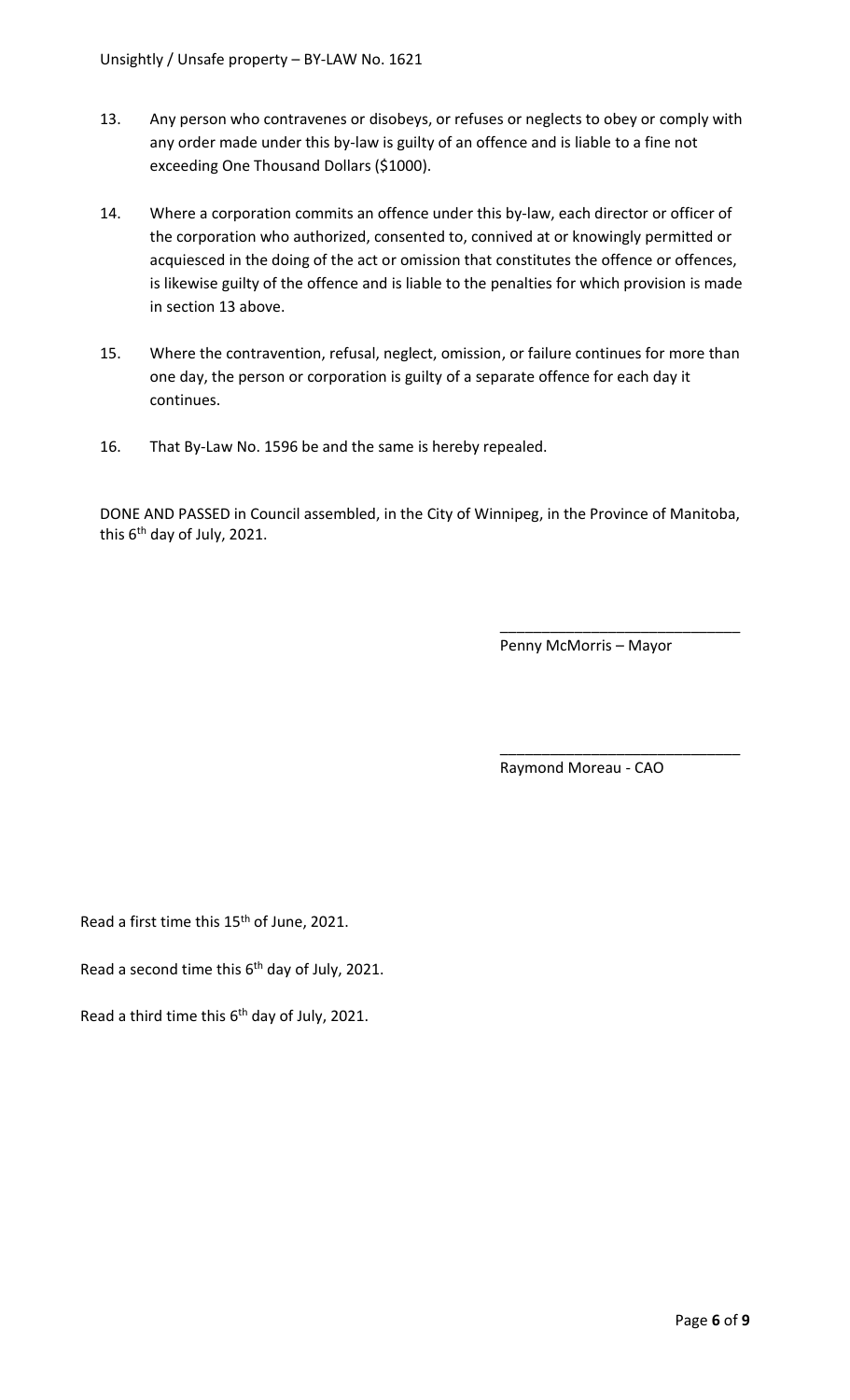13. Any person who contravenes or disobeys, or refuses or neglects to obey or comply with any order made under this by-law is guilty of an offence and is liable to a fine not exceeding One Thousand Dollars ($1000).

14. Where a corporation commits an offence under this by-law, each director or officer of the corporation who authorized, consented to, connived at or knowingly permitted or acquiesced in the doing of the act or omission that constitutes the offence or offences, is likewise guilty of the offence and is liable to the penalties for which provision is made in section 13 above.

15. Where the contravention, refusal, neglect, omission, or failure continues for more than one day, the person or corporation is guilty of a separate offence for each day it continues.

16. That By-Law No. 1596 be and the same is hereby repealed.

DONE AND PASSED in Council assembled, in the City of Winnipeg, in the Province of Manitoba, this 6th day of July, 2021.

\_\_\_\_\_\_\_\_\_\_\_\_\_\_\_\_\_\_\_\_\_\_\_\_\_\_\_\_\_\_

Penny McMorris – Mayor

\_\_\_\_\_\_\_\_\_\_\_\_\_\_\_\_\_\_\_\_\_\_\_\_\_\_\_\_\_\_

Raymond Moreau - CAO

Read a first time this 15th of June, 2021.

Read a second time this 6th day of July, 2021.

Read a third time this 6th day of July, 2021.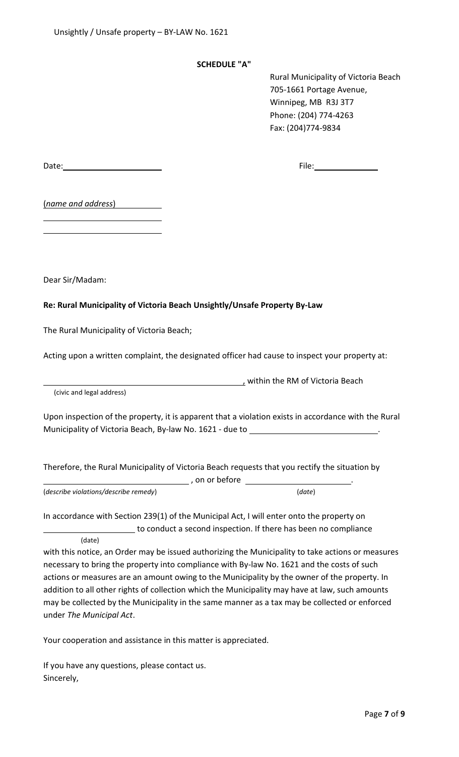**SCHEDULE "A"**

Rural Municipality of Victoria Beach
705-1661 Portage Avenue,
Winnipeg, MB R3J 3T7
Phone: (204) 774-4263
Fax: (204)774-9834

Date:______________________ File:______________

(*name and address*)__________
__________________________
__________________________

Dear Sir/Madam:

**Re: Rural Municipality of Victoria Beach Unsightly/Unsafe Property By-Law**

The Rural Municipality of Victoria Beach;

Acting upon a written complaint, the designated officer had cause to inspect your property at:

______________________________________________, within the RM of Victoria Beach
(civic and legal address)

Upon inspection of the property, it is apparent that a violation exists in accordance with the Rural Municipality of Victoria Beach, By-law No. 1621 - due to ____________________________.

Therefore, the Rural Municipality of Victoria Beach requests that you rectify the situation by
________________________________, on or before ________________________.
(*describe violations/describe remedy*) (*date*)

In accordance with Section 239(1) of the Municipal Act, I will enter onto the property on
____________________ to conduct a second inspection. If there has been no compliance
(date)
with this notice, an Order may be issued authorizing the Municipality to take actions or measures necessary to bring the property into compliance with By-law No. 1621 and the costs of such actions or measures are an amount owing to the Municipality by the owner of the property. In addition to all other rights of collection which the Municipality may have at law, such amounts may be collected by the Municipality in the same manner as a tax may be collected or enforced under *The Municipal Act*.

Your cooperation and assistance in this matter is appreciated.

If you have any questions, please contact us.
Sincerely,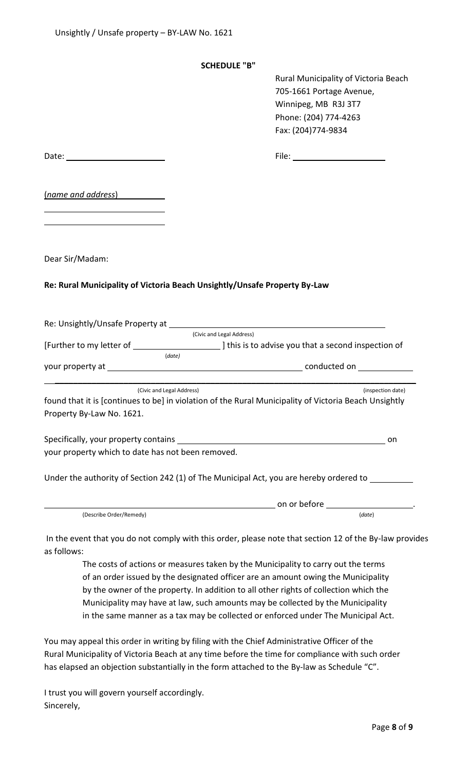**SCHEDULE "B"**

Rural Municipality of Victoria Beach
705-1661 Portage Avenue,
Winnipeg, MB R3J 3T7
Phone: (204) 774-4263
Fax: (204)774-9834

Date: ______________________

File: ______________________

(*name and address*) ___________

______________________________

______________________________

Dear Sir/Madam:

**Re: Rural Municipality of Victoria Beach Unsightly/Unsafe Property By-Law**

Re: Unsightly/Unsafe Property at ____________________________________________
(Civic and Legal Address)

[Further to my letter of ____________________ ] this is to advise you that a second inspection of
(*date*)

your property at ____________________________________________ conducted on ____________

______________________________________________________________________________
(Civic and Legal Address) (inspection date)

found that it is [continues to be] in violation of the Rural Municipality of Victoria Beach Unsightly Property By-Law No. 1621.

Specifically, your property contains ______________________________________________ on your property which to date has not been removed.

Under the authority of Section 242 (1) of The Municipal Act, you are hereby ordered to __________

____________________________________________________ on or before ____________________.
(Describe Order/Remedy) (*date*)

In the event that you do not comply with this order, please note that section 12 of the By-law provides as follows:

> The costs of actions or measures taken by the Municipality to carry out the terms of an order issued by the designated officer are an amount owing the Municipality by the owner of the property. In addition to all other rights of collection which the Municipality may have at law, such amounts may be collected by the Municipality in the same manner as a tax may be collected or enforced under The Municipal Act.

You may appeal this order in writing by filing with the Chief Administrative Officer of the Rural Municipality of Victoria Beach at any time before the time for compliance with such order has elapsed an objection substantially in the form attached to the By-law as Schedule "C".

I trust you will govern yourself accordingly.
Sincerely,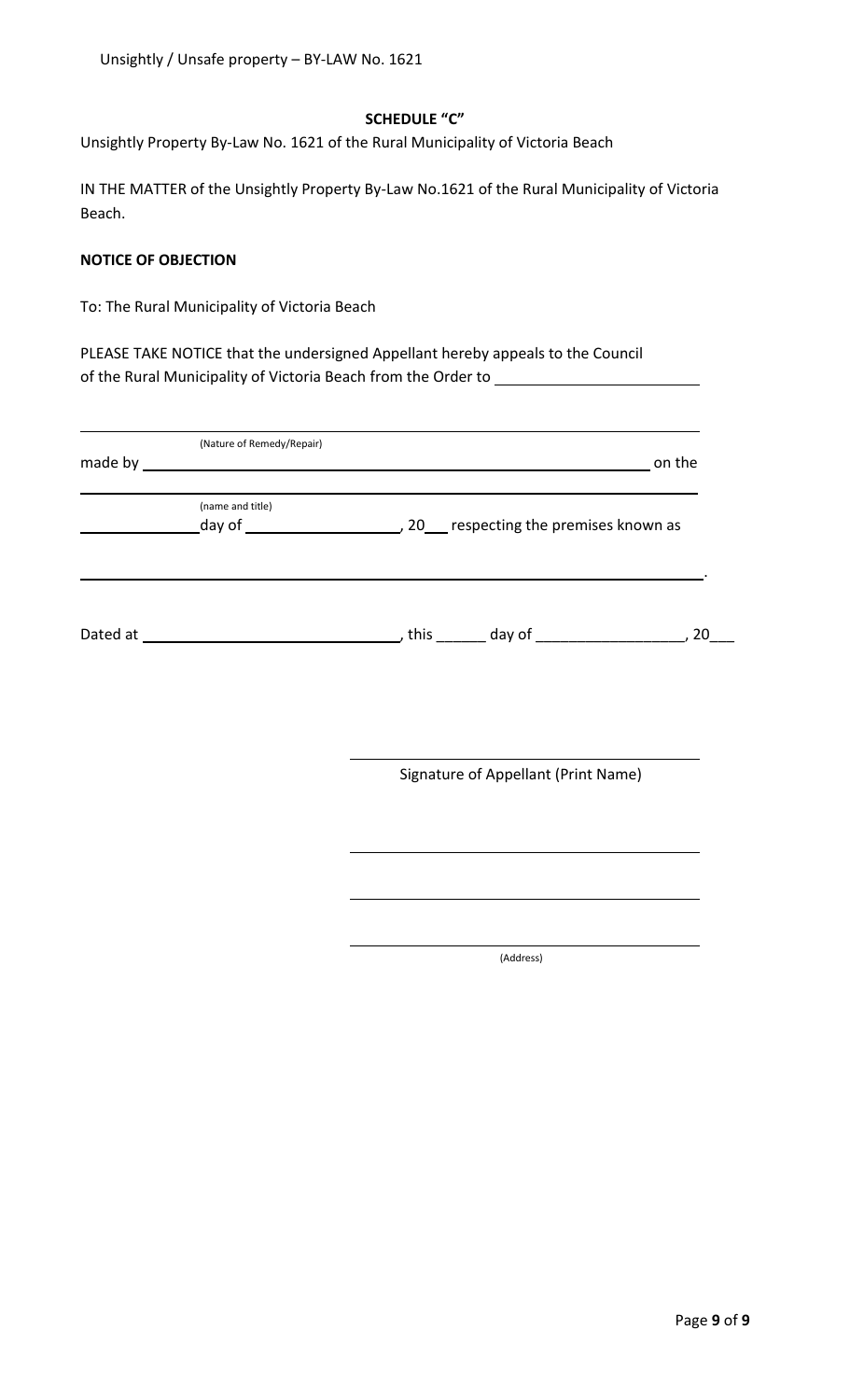**SCHEDULE "C"**

Unsightly Property By-Law No. 1621 of the Rural Municipality of Victoria Beach

IN THE MATTER of the Unsightly Property By-Law No.1621 of the Rural Municipality of Victoria Beach.

**NOTICE OF OBJECTION**

To: The Rural Municipality of Victoria Beach

PLEASE TAKE NOTICE that the undersigned Appellant hereby appeals to the Council of the Rural Municipality of Victoria Beach from the Order to ________________________

________________________________________________________________
(Nature of Remedy/Repair)

made by ________________________________________________________ on the
(name and title)

______________ day of __________________, 20___ respecting the premises known as

________________________________________________________________.

Dated at ______________________________, this ______ day of __________________, 20___

________________________________________
Signature of Appellant (Print Name)

________________________________________

________________________________________

________________________________________
(Address)